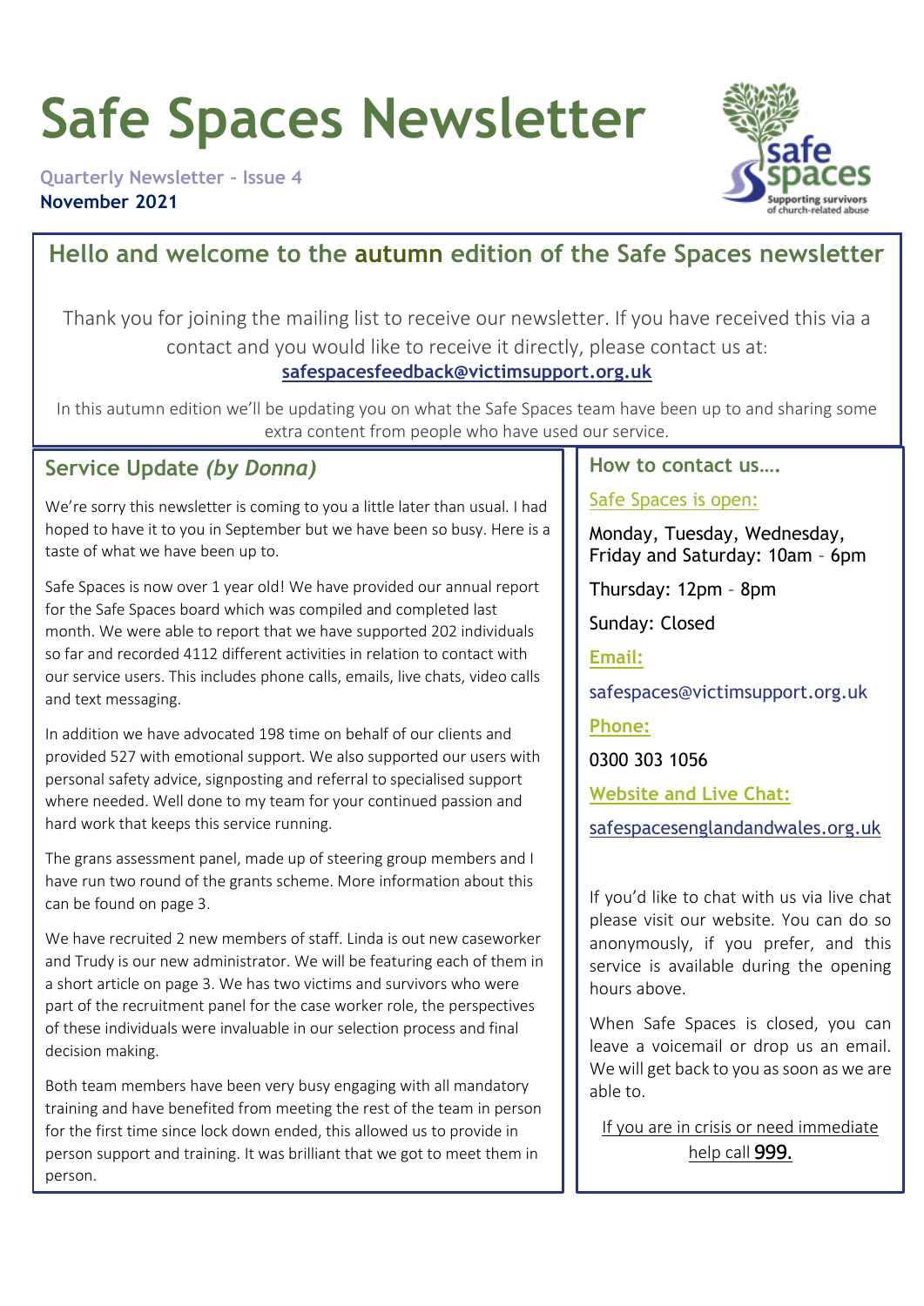# Safe Spaces Newsletter

Quarterly Newsletter - Issue 4
**November 2021**

## Hello and welcome to the autumn edition of the Safe Spaces newsletter

Thank you for joining the mailing list to receive our newsletter. If you have received this via a contact and you would like to receive it directly, please contact us at:
**safespacesfeedback@victimsupport.org.uk**

In this autumn edition we'll be updating you on what the Safe Spaces team have been up to and sharing some extra content from people who have used our service.

## Service Update *(by Donna)*

We're sorry this newsletter is coming to you a little later than usual. I had hoped to have it to you in September but we have been so busy. Here is a taste of what we have been up to.

Safe Spaces is now over 1 year old! We have provided our annual report for the Safe Spaces board which was compiled and completed last month. We were able to report that we have supported 202 individuals so far and recorded 4112 different activities in relation to contact with our service users. This includes phone calls, emails, live chats, video calls and text messaging.

In addition we have advocated 198 time on behalf of our clients and provided 527 with emotional support. We also supported our users with personal safety advice, signposting and referral to specialised support where needed. Well done to my team for your continued passion and hard work that keeps this service running.

The grans assessment panel, made up of steering group members and I have run two round of the grants scheme. More information about this can be found on page 3.

We have recruited 2 new members of staff. Linda is out new caseworker and Trudy is our new administrator. We will be featuring each of them in a short article on page 3. We has two victims and survivors who were part of the recruitment panel for the case worker role, the perspectives of these individuals were invaluable in our selection process and final decision making.

Both team members have been very busy engaging with all mandatory training and have benefited from meeting the rest of the team in person for the first time since lock down ended, this allowed us to provide in person support and training. It was brilliant that we got to meet them in person.

## How to contact us….

Safe Spaces is open:

Monday, Tuesday, Wednesday, Friday and Saturday: 10am – 6pm

Thursday: 12pm – 8pm

Sunday: Closed

**Email:**

safespaces@victimsupport.org.uk

**Phone:**

0300 303 1056

**Website and Live Chat:**

safespacesenglandandwales.org.uk

If you'd like to chat with us via live chat please visit our website. You can do so anonymously, if you prefer, and this service is available during the opening hours above.

When Safe Spaces is closed, you can leave a voicemail or drop us an email. We will get back to you as soon as we are able to.

If you are in crisis or need immediate help call **999.**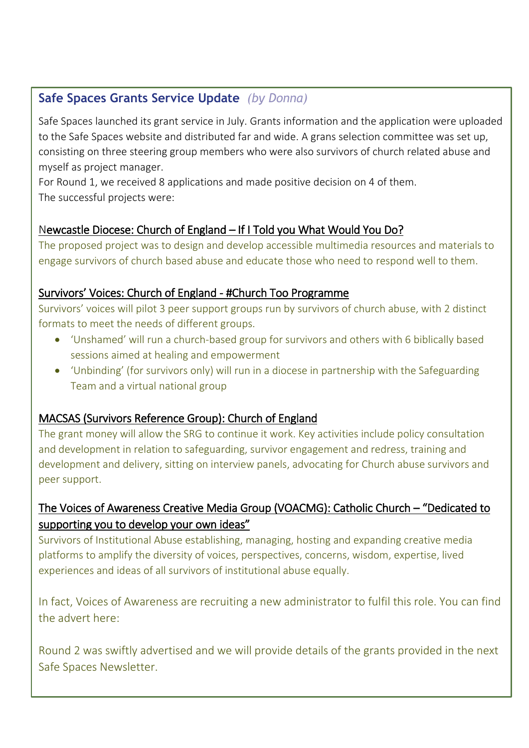## Safe Spaces Grants Service Update *(by Donna)*

Safe Spaces launched its grant service in July. Grants information and the application were uploaded to the Safe Spaces website and distributed far and wide. A grans selection committee was set up, consisting on three steering group members who were also survivors of church related abuse and myself as project manager.

For Round 1, we received 8 applications and made positive decision on 4 of them.

The successful projects were:

### Newcastle Diocese: Church of England – If I Told you What Would You Do?

The proposed project was to design and develop accessible multimedia resources and materials to engage survivors of church based abuse and educate those who need to respond well to them.

### Survivors' Voices: Church of England - #Church Too Programme

Survivors' voices will pilot 3 peer support groups run by survivors of church abuse, with 2 distinct formats to meet the needs of different groups.

- 'Unshamed' will run a church-based group for survivors and others with 6 biblically based sessions aimed at healing and empowerment
- 'Unbinding' (for survivors only) will run in a diocese in partnership with the Safeguarding Team and a virtual national group

### MACSAS (Survivors Reference Group): Church of England

The grant money will allow the SRG to continue it work. Key activities include policy consultation and development in relation to safeguarding, survivor engagement and redress, training and development and delivery, sitting on interview panels, advocating for Church abuse survivors and peer support.

### The Voices of Awareness Creative Media Group (VOACMG): Catholic Church – "Dedicated to supporting you to develop your own ideas"

Survivors of Institutional Abuse establishing, managing, hosting and expanding creative media platforms to amplify the diversity of voices, perspectives, concerns, wisdom, expertise, lived experiences and ideas of all survivors of institutional abuse equally.

In fact, Voices of Awareness are recruiting a new administrator to fulfil this role. You can find the advert here:

Round 2 was swiftly advertised and we will provide details of the grants provided in the next Safe Spaces Newsletter.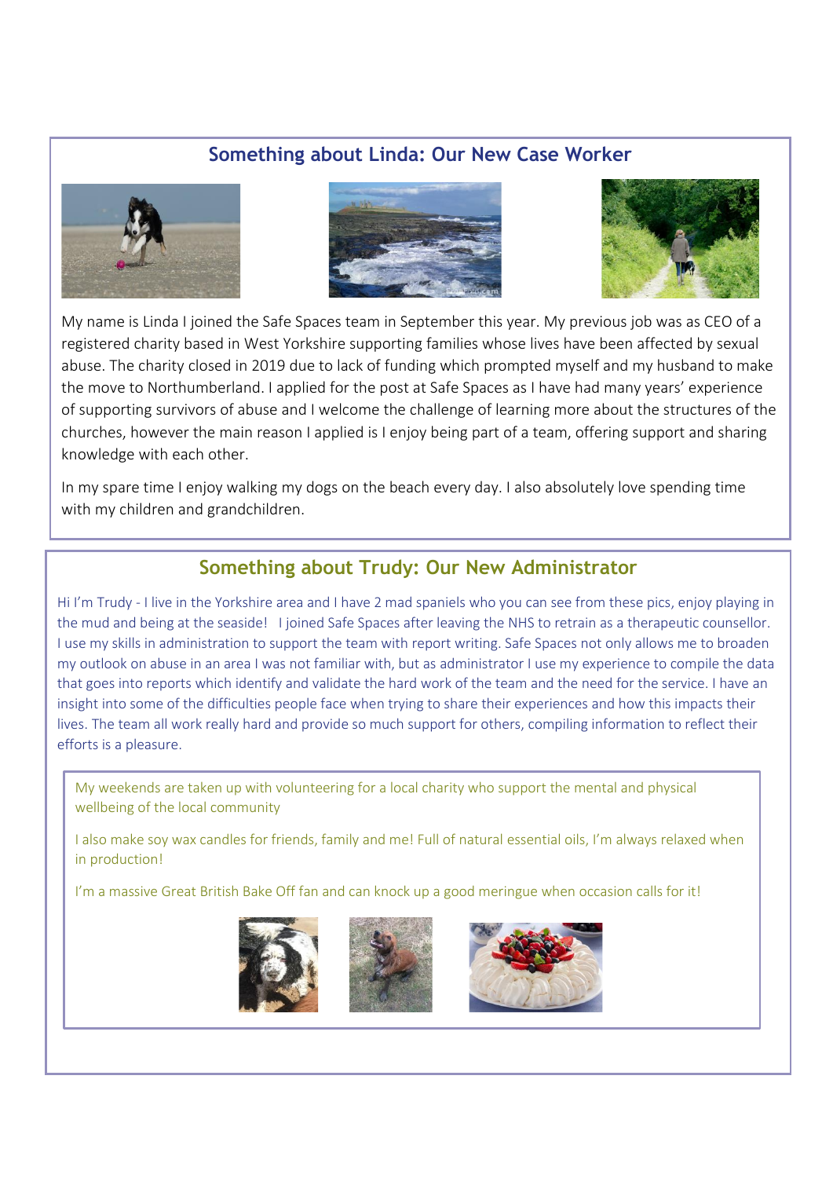## Something about Linda: Our New Case Worker

My name is Linda I joined the Safe Spaces team in September this year. My previous job was as CEO of a registered charity based in West Yorkshire supporting families whose lives have been affected by sexual abuse. The charity closed in 2019 due to lack of funding which prompted myself and my husband to make the move to Northumberland. I applied for the post at Safe Spaces as I have had many years' experience of supporting survivors of abuse and I welcome the challenge of learning more about the structures of the churches, however the main reason I applied is I enjoy being part of a team, offering support and sharing knowledge with each other.

In my spare time I enjoy walking my dogs on the beach every day. I also absolutely love spending time with my children and grandchildren.

## Something about Trudy: Our New Administrator

Hi I'm Trudy - I live in the Yorkshire area and I have 2 mad spaniels who you can see from these pics, enjoy playing in the mud and being at the seaside! I joined Safe Spaces after leaving the NHS to retrain as a therapeutic counsellor. I use my skills in administration to support the team with report writing. Safe Spaces not only allows me to broaden my outlook on abuse in an area I was not familiar with, but as administrator I use my experience to compile the data that goes into reports which identify and validate the hard work of the team and the need for the service. I have an insight into some of the difficulties people face when trying to share their experiences and how this impacts their lives. The team all work really hard and provide so much support for others, compiling information to reflect their efforts is a pleasure.

My weekends are taken up with volunteering for a local charity who support the mental and physical wellbeing of the local community

I also make soy wax candles for friends, family and me! Full of natural essential oils, I'm always relaxed when in production!

I'm a massive Great British Bake Off fan and can knock up a good meringue when occasion calls for it!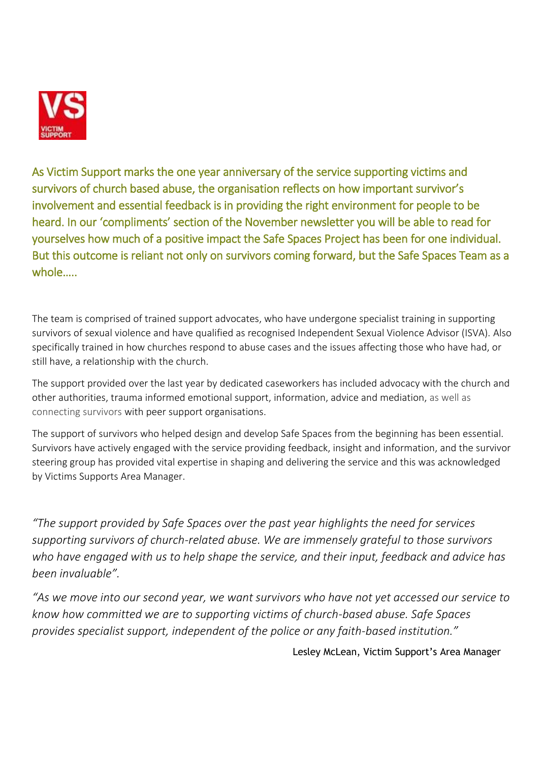As Victim Support marks the one year anniversary of the service supporting victims and survivors of church based abuse, the organisation reflects on how important survivor's involvement and essential feedback is in providing the right environment for people to be heard. In our 'compliments' section of the November newsletter you will be able to read for yourselves how much of a positive impact the Safe Spaces Project has been for one individual. But this outcome is reliant not only on survivors coming forward, but the Safe Spaces Team as a whole.....

The team is comprised of trained support advocates, who have undergone specialist training in supporting survivors of sexual violence and have qualified as recognised Independent Sexual Violence Advisor (ISVA). Also specifically trained in how churches respond to abuse cases and the issues affecting those who have had, or still have, a relationship with the church.

The support provided over the last year by dedicated caseworkers has included advocacy with the church and other authorities, trauma informed emotional support, information, advice and mediation, as well as connecting survivors with peer support organisations.

The support of survivors who helped design and develop Safe Spaces from the beginning has been essential. Survivors have actively engaged with the service providing feedback, insight and information, and the survivor steering group has provided vital expertise in shaping and delivering the service and this was acknowledged by Victims Supports Area Manager.

*"The support provided by Safe Spaces over the past year highlights the need for services supporting survivors of church-related abuse. We are immensely grateful to those survivors who have engaged with us to help shape the service, and their input, feedback and advice has been invaluable".*

*"As we move into our second year, we want survivors who have not yet accessed our service to know how committed we are to supporting victims of church-based abuse. Safe Spaces provides specialist support, independent of the police or any faith-based institution."*

Lesley McLean, Victim Support's Area Manager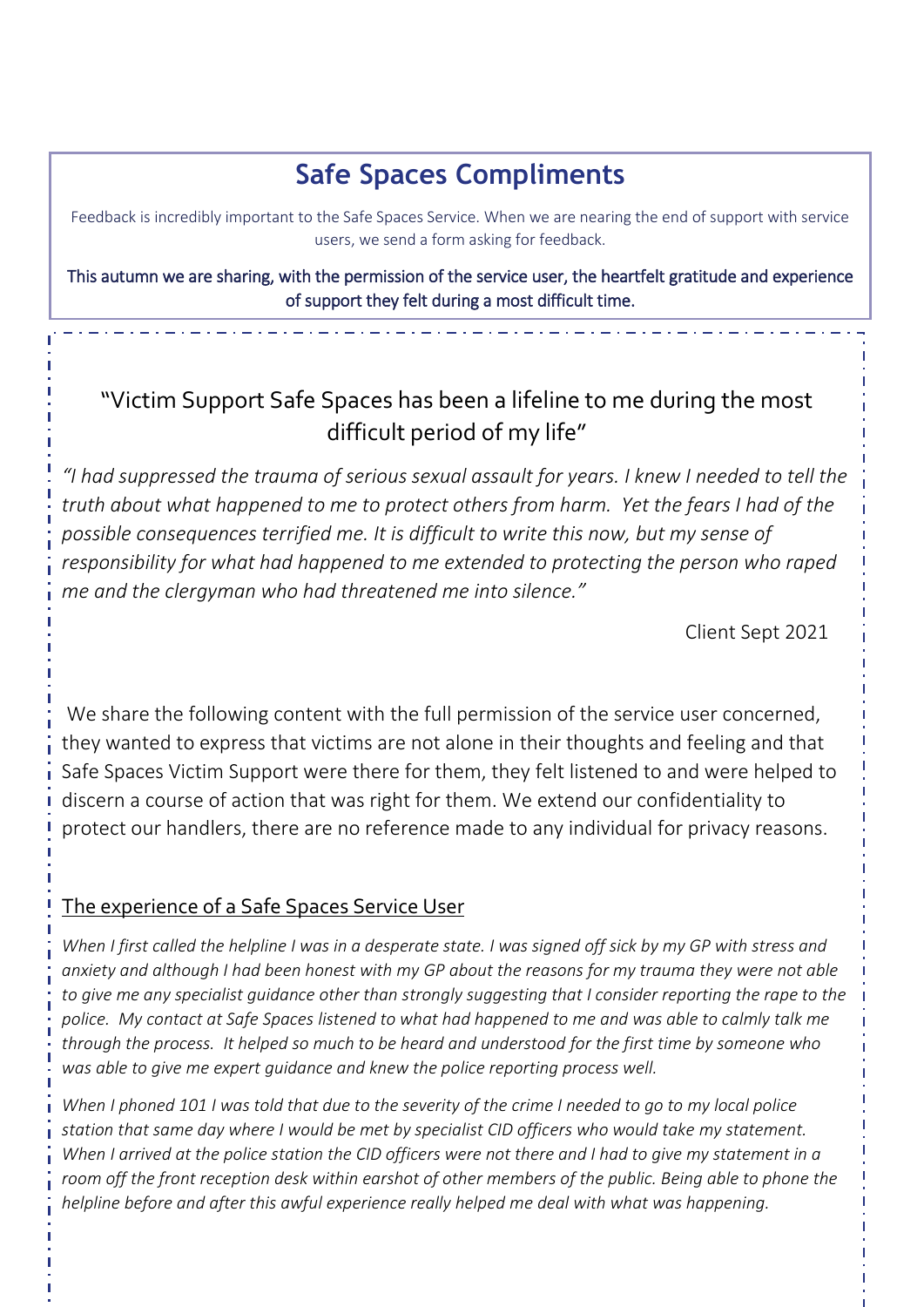# Safe Spaces Compliments

Feedback is incredibly important to the Safe Spaces Service. When we are nearing the end of support with service users, we send a form asking for feedback.

This autumn we are sharing, with the permission of the service user, the heartfelt gratitude and experience of support they felt during a most difficult time.

---

"Victim Support Safe Spaces has been a lifeline to me during the most difficult period of my life"

*"I had suppressed the trauma of serious sexual assault for years. I knew I needed to tell the truth about what happened to me to protect others from harm. Yet the fears I had of the possible consequences terrified me. It is difficult to write this now, but my sense of responsibility for what had happened to me extended to protecting the person who raped me and the clergyman who had threatened me into silence."*

Client Sept 2021

We share the following content with the full permission of the service user concerned, they wanted to express that victims are not alone in their thoughts and feeling and that Safe Spaces Victim Support were there for them, they felt listened to and were helped to discern a course of action that was right for them. We extend our confidentiality to protect our handlers, there are no reference made to any individual for privacy reasons.

## The experience of a Safe Spaces Service User

*When I first called the helpline I was in a desperate state. I was signed off sick by my GP with stress and anxiety and although I had been honest with my GP about the reasons for my trauma they were not able to give me any specialist guidance other than strongly suggesting that I consider reporting the rape to the police. My contact at Safe Spaces listened to what had happened to me and was able to calmly talk me through the process. It helped so much to be heard and understood for the first time by someone who was able to give me expert guidance and knew the police reporting process well.*

*When I phoned 101 I was told that due to the severity of the crime I needed to go to my local police station that same day where I would be met by specialist CID officers who would take my statement. When I arrived at the police station the CID officers were not there and I had to give my statement in a room off the front reception desk within earshot of other members of the public. Being able to phone the helpline before and after this awful experience really helped me deal with what was happening.*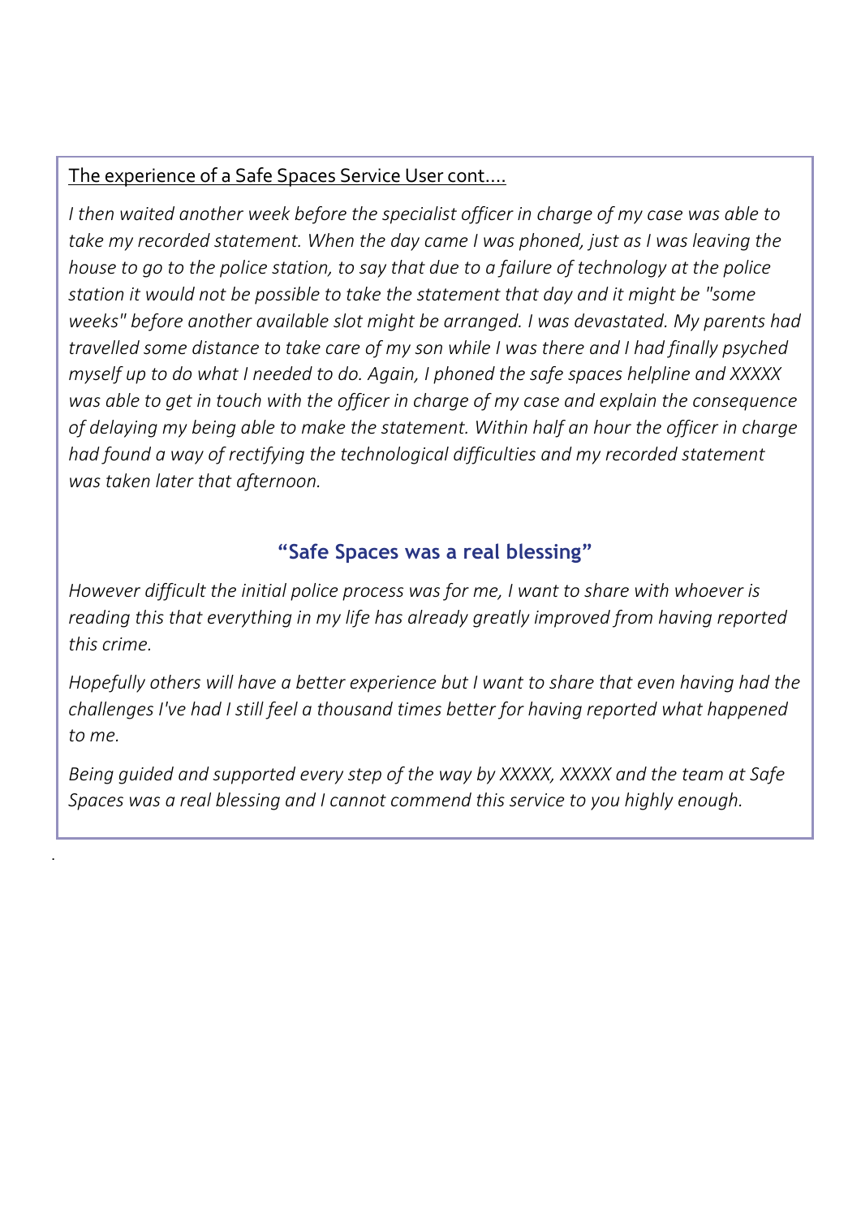The experience of a Safe Spaces Service User cont….

*I then waited another week before the specialist officer in charge of my case was able to take my recorded statement. When the day came I was phoned, just as I was leaving the house to go to the police station, to say that due to a failure of technology at the police station it would not be possible to take the statement that day and it might be "some weeks" before another available slot might be arranged. I was devastated. My parents had travelled some distance to take care of my son while I was there and I had finally psyched myself up to do what I needed to do. Again, I phoned the safe spaces helpline and XXXXX was able to get in touch with the officer in charge of my case and explain the consequence of delaying my being able to make the statement. Within half an hour the officer in charge had found a way of rectifying the technological difficulties and my recorded statement was taken later that afternoon.*

## "Safe Spaces was a real blessing"

*However difficult the initial police process was for me, I want to share with whoever is reading this that everything in my life has already greatly improved from having reported this crime.*

*Hopefully others will have a better experience but I want to share that even having had the challenges I've had I still feel a thousand times better for having reported what happened to me.*

*Being guided and supported every step of the way by XXXXX, XXXXX and the team at Safe Spaces was a real blessing and I cannot commend this service to you highly enough.*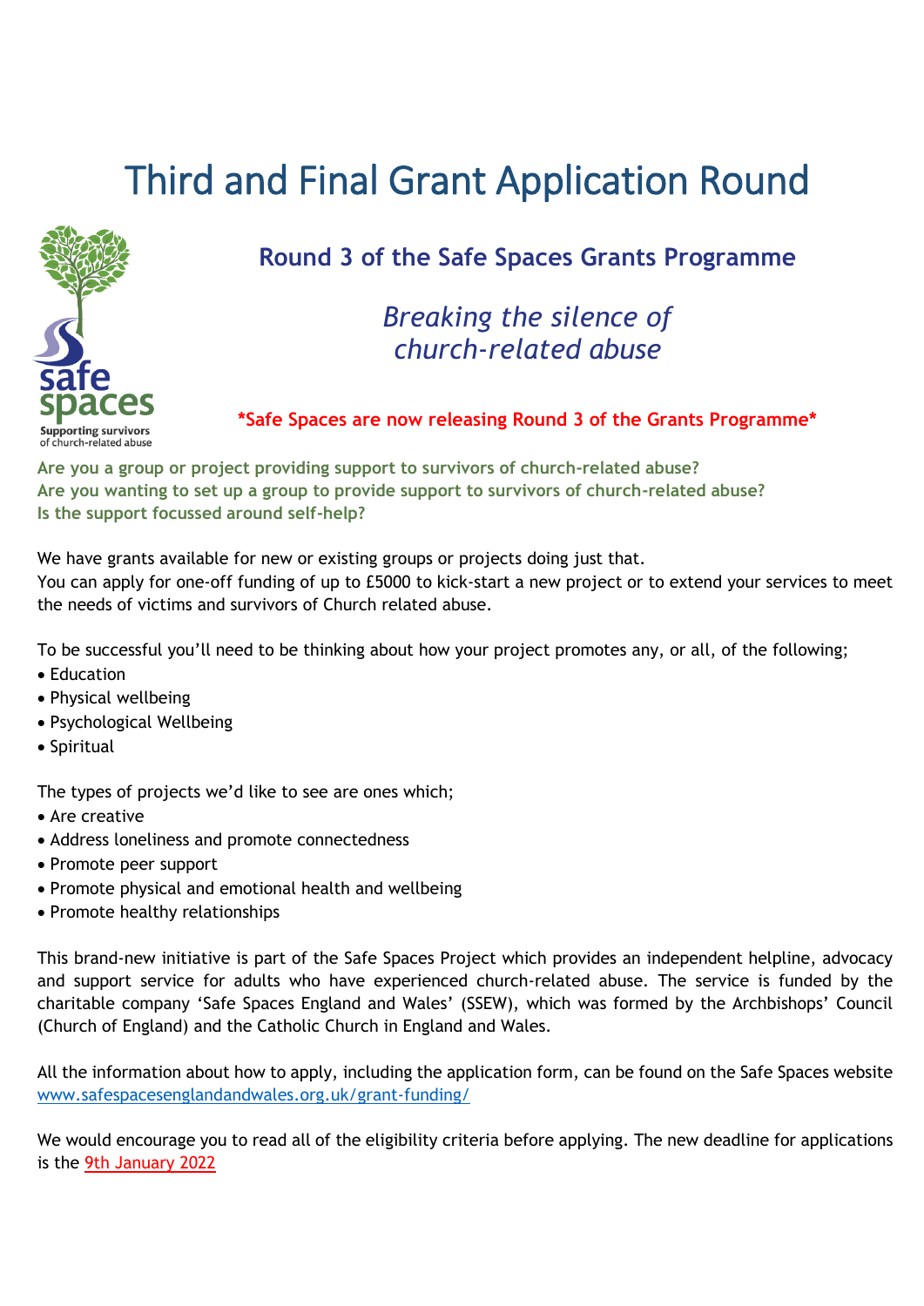# Third and Final Grant Application Round

safe spaces
Supporting survivors of church-related abuse

## Round 3 of the Safe Spaces Grants Programme

*Breaking the silence of church-related abuse*

**\*Safe Spaces are now releasing Round 3 of the Grants Programme\***

**Are you a group or project providing support to survivors of church-related abuse?**
**Are you wanting to set up a group to provide support to survivors of church-related abuse?**
**Is the support focussed around self-help?**

We have grants available for new or existing groups or projects doing just that.
You can apply for one-off funding of up to £5000 to kick-start a new project or to extend your services to meet the needs of victims and survivors of Church related abuse.

To be successful you'll need to be thinking about how your project promotes any, or all, of the following;

- Education
- Physical wellbeing
- Psychological Wellbeing
- Spiritual

The types of projects we'd like to see are ones which;

- Are creative
- Address loneliness and promote connectedness
- Promote peer support
- Promote physical and emotional health and wellbeing
- Promote healthy relationships

This brand-new initiative is part of the Safe Spaces Project which provides an independent helpline, advocacy and support service for adults who have experienced church-related abuse. The service is funded by the charitable company 'Safe Spaces England and Wales' (SSEW), which was formed by the Archbishops' Council (Church of England) and the Catholic Church in England and Wales.

All the information about how to apply, including the application form, can be found on the Safe Spaces website [www.safespacesenglandandwales.org.uk/grant-funding/](http://www.safespacesenglandandwales.org.uk/grant-funding/)

We would encourage you to read all of the eligibility criteria before applying. The new deadline for applications is the 9th January 2022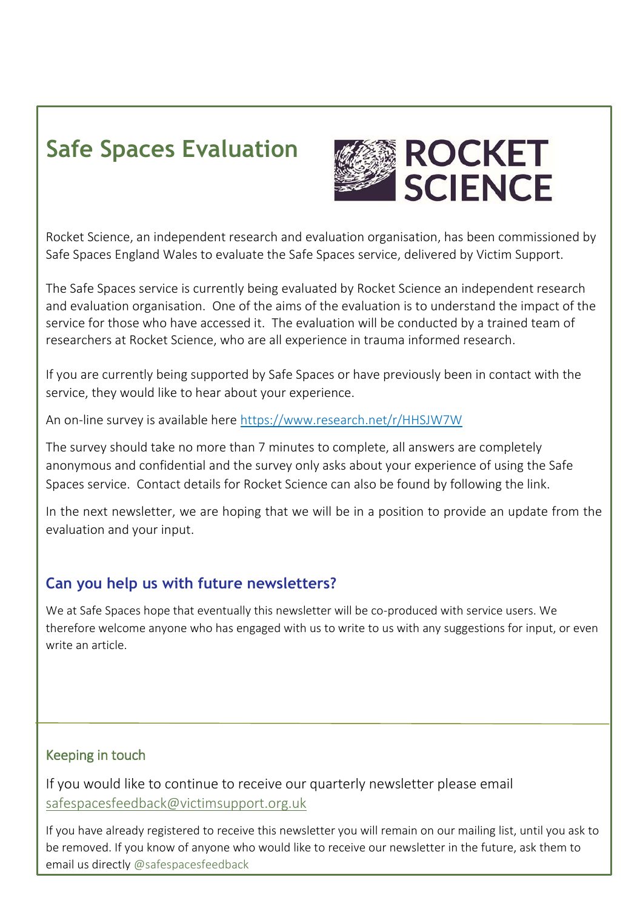# Safe Spaces Evaluation

ROCKET SCIENCE

Rocket Science, an independent research and evaluation organisation, has been commissioned by Safe Spaces England Wales to evaluate the Safe Spaces service, delivered by Victim Support.

The Safe Spaces service is currently being evaluated by Rocket Science an independent research and evaluation organisation. One of the aims of the evaluation is to understand the impact of the service for those who have accessed it. The evaluation will be conducted by a trained team of researchers at Rocket Science, who are all experience in trauma informed research.

If you are currently being supported by Safe Spaces or have previously been in contact with the service, they would like to hear about your experience.

An on-line survey is available here https://www.research.net/r/HHSJW7W

The survey should take no more than 7 minutes to complete, all answers are completely anonymous and confidential and the survey only asks about your experience of using the Safe Spaces service. Contact details for Rocket Science can also be found by following the link.

In the next newsletter, we are hoping that we will be in a position to provide an update from the evaluation and your input.

## Can you help us with future newsletters?

We at Safe Spaces hope that eventually this newsletter will be co-produced with service users. We therefore welcome anyone who has engaged with us to write to us with any suggestions for input, or even write an article.

### Keeping in touch

If you would like to continue to receive our quarterly newsletter please email safespacesfeedback@victimsupport.org.uk

If you have already registered to receive this newsletter you will remain on our mailing list, until you ask to be removed. If you know of anyone who would like to receive our newsletter in the future, ask them to email us directly @safespacesfeedback